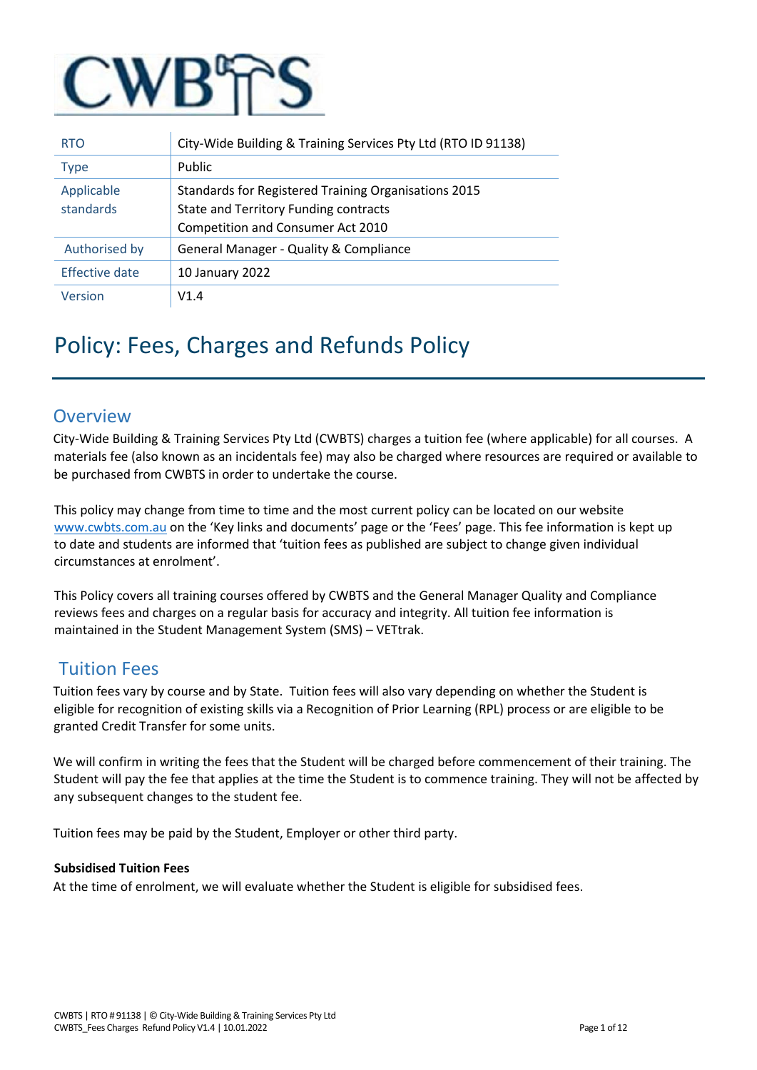CWBTS

| RTO | City-Wide Building & Training Services Pty Ltd (RTO ID 91138) |
| --- | --- |
| Type | Public |
| Applicable standards | Standards for Registered Training Organisations 2015<br>State and Territory Funding contracts<br>Competition and Consumer Act 2010 |
| Authorised by | General Manager - Quality & Compliance |
| Effective date | 10 January 2022 |
| Version | V1.4 |

# Policy: Fees, Charges and Refunds Policy

## Overview

City-Wide Building & Training Services Pty Ltd (CWBTS) charges a tuition fee (where applicable) for all courses. A materials fee (also known as an incidentals fee) may also be charged where resources are required or available to be purchased from CWBTS in order to undertake the course.

This policy may change from time to time and the most current policy can be located on our website www.cwbts.com.au on the 'Key links and documents' page or the 'Fees' page. This fee information is kept up to date and students are informed that 'tuition fees as published are subject to change given individual circumstances at enrolment'.

This Policy covers all training courses offered by CWBTS and the General Manager Quality and Compliance reviews fees and charges on a regular basis for accuracy and integrity. All tuition fee information is maintained in the Student Management System (SMS) – VETtrak.

## Tuition Fees

Tuition fees vary by course and by State. Tuition fees will also vary depending on whether the Student is eligible for recognition of existing skills via a Recognition of Prior Learning (RPL) process or are eligible to be granted Credit Transfer for some units.

We will confirm in writing the fees that the Student will be charged before commencement of their training. The Student will pay the fee that applies at the time the Student is to commence training. They will not be affected by any subsequent changes to the student fee.

Tuition fees may be paid by the Student, Employer or other third party.

**Subsidised Tuition Fees**

At the time of enrolment, we will evaluate whether the Student is eligible for subsidised fees.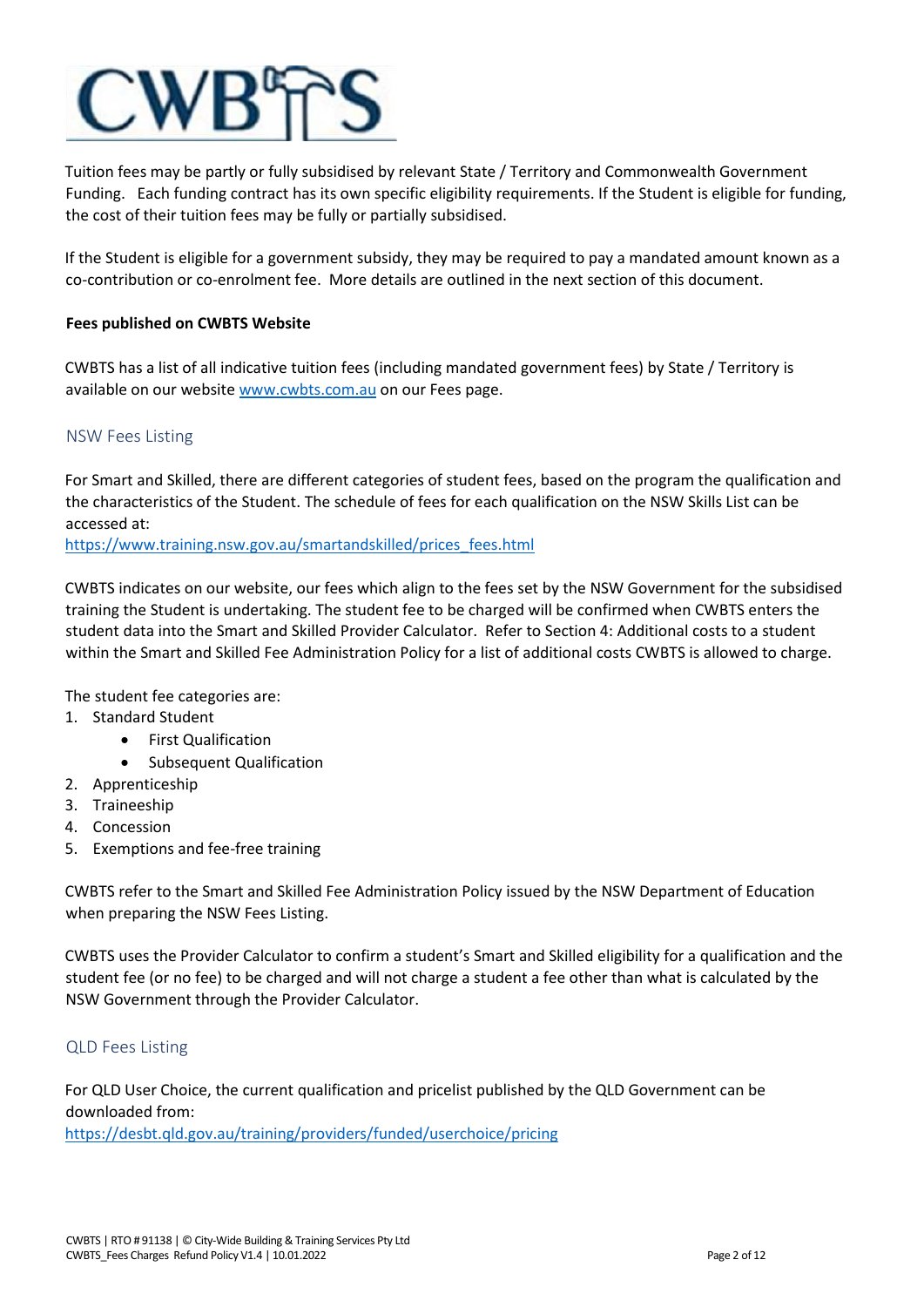Tuition fees may be partly or fully subsidised by relevant State / Territory and Commonwealth Government Funding. Each funding contract has its own specific eligibility requirements. If the Student is eligible for funding, the cost of their tuition fees may be fully or partially subsidised.

If the Student is eligible for a government subsidy, they may be required to pay a mandated amount known as a co-contribution or co-enrolment fee. More details are outlined in the next section of this document.

**Fees published on CWBTS Website**

CWBTS has a list of all indicative tuition fees (including mandated government fees) by State / Territory is available on our website [www.cwbts.com.au](http://www.cwbts.com.au) on our Fees page.

## NSW Fees Listing

For Smart and Skilled, there are different categories of student fees, based on the program the qualification and the characteristics of the Student. The schedule of fees for each qualification on the NSW Skills List can be accessed at:
[https://www.training.nsw.gov.au/smartandskilled/prices_fees.html](https://www.training.nsw.gov.au/smartandskilled/prices_fees.html)

CWBTS indicates on our website, our fees which align to the fees set by the NSW Government for the subsidised training the Student is undertaking. The student fee to be charged will be confirmed when CWBTS enters the student data into the Smart and Skilled Provider Calculator. Refer to Section 4: Additional costs to a student within the Smart and Skilled Fee Administration Policy for a list of additional costs CWBTS is allowed to charge.

The student fee categories are:

1. Standard Student
   - First Qualification
   - Subsequent Qualification
2. Apprenticeship
3. Traineeship
4. Concession
5. Exemptions and fee-free training

CWBTS refer to the Smart and Skilled Fee Administration Policy issued by the NSW Department of Education when preparing the NSW Fees Listing.

CWBTS uses the Provider Calculator to confirm a student's Smart and Skilled eligibility for a qualification and the student fee (or no fee) to be charged and will not charge a student a fee other than what is calculated by the NSW Government through the Provider Calculator.

## QLD Fees Listing

For QLD User Choice, the current qualification and pricelist published by the QLD Government can be downloaded from:
[https://desbt.qld.gov.au/training/providers/funded/userchoice/pricing](https://desbt.qld.gov.au/training/providers/funded/userchoice/pricing)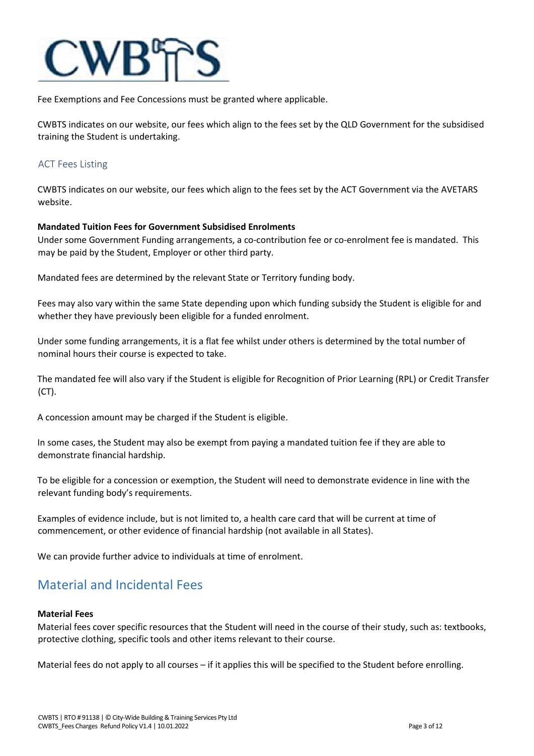Fee Exemptions and Fee Concessions must be granted where applicable.

CWBTS indicates on our website, our fees which align to the fees set by the QLD Government for the subsidised training the Student is undertaking.

### ACT Fees Listing

CWBTS indicates on our website, our fees which align to the fees set by the ACT Government via the AVETARS website.

**Mandated Tuition Fees for Government Subsidised Enrolments**
Under some Government Funding arrangements, a co-contribution fee or co-enrolment fee is mandated. This may be paid by the Student, Employer or other third party.

Mandated fees are determined by the relevant State or Territory funding body.

Fees may also vary within the same State depending upon which funding subsidy the Student is eligible for and whether they have previously been eligible for a funded enrolment.

Under some funding arrangements, it is a flat fee whilst under others is determined by the total number of nominal hours their course is expected to take.

The mandated fee will also vary if the Student is eligible for Recognition of Prior Learning (RPL) or Credit Transfer (CT).

A concession amount may be charged if the Student is eligible.

In some cases, the Student may also be exempt from paying a mandated tuition fee if they are able to demonstrate financial hardship.

To be eligible for a concession or exemption, the Student will need to demonstrate evidence in line with the relevant funding body's requirements.

Examples of evidence include, but is not limited to, a health care card that will be current at time of commencement, or other evidence of financial hardship (not available in all States).

We can provide further advice to individuals at time of enrolment.

## Material and Incidental Fees

**Material Fees**
Material fees cover specific resources that the Student will need in the course of their study, such as: textbooks, protective clothing, specific tools and other items relevant to their course.

Material fees do not apply to all courses – if it applies this will be specified to the Student before enrolling.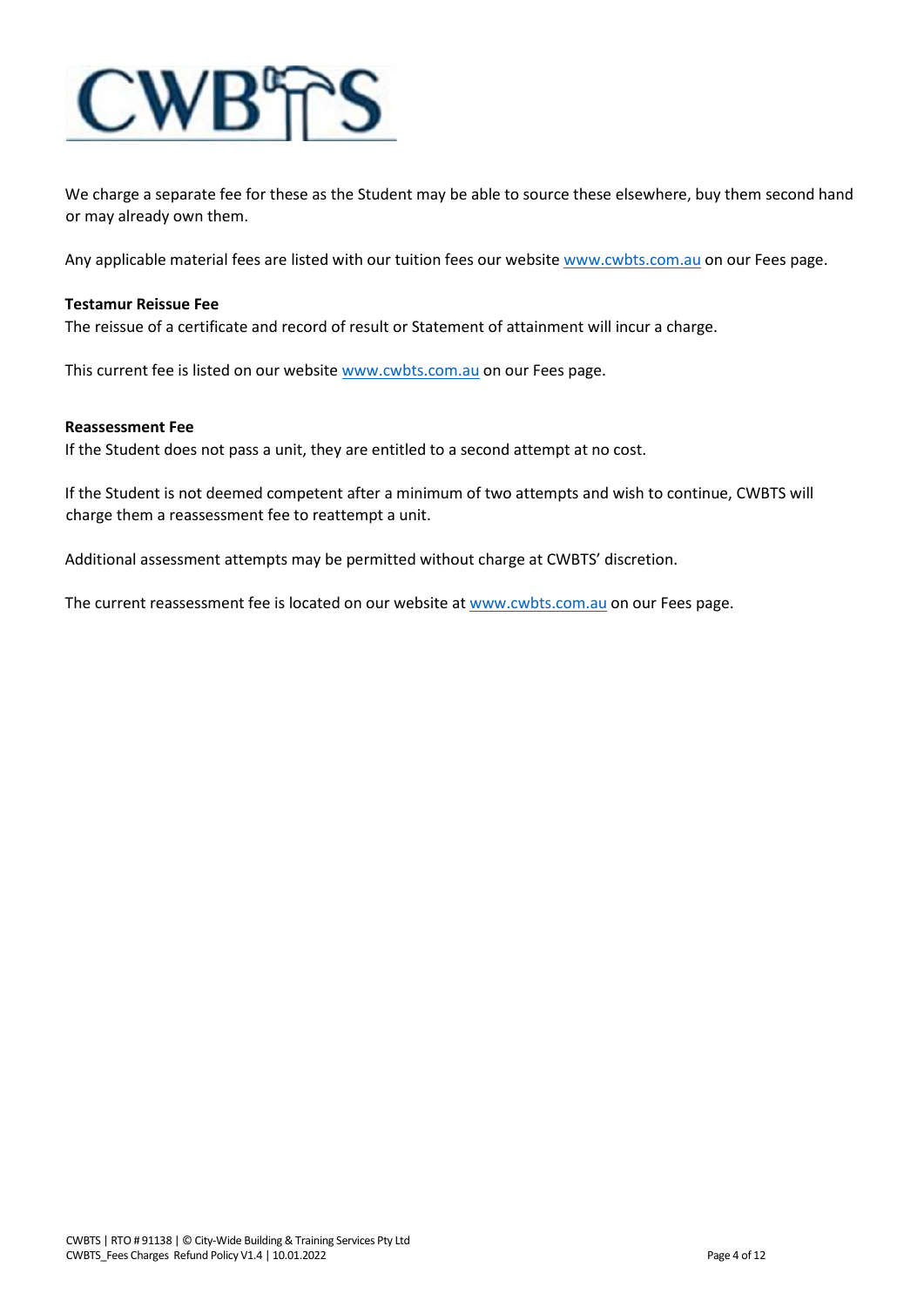We charge a separate fee for these as the Student may be able to source these elsewhere, buy them second hand or may already own them.

Any applicable material fees are listed with our tuition fees our website www.cwbts.com.au on our Fees page.

**Testamur Reissue Fee**

The reissue of a certificate and record of result or Statement of attainment will incur a charge.

This current fee is listed on our website www.cwbts.com.au on our Fees page.

**Reassessment Fee**

If the Student does not pass a unit, they are entitled to a second attempt at no cost.

If the Student is not deemed competent after a minimum of two attempts and wish to continue, CWBTS will charge them a reassessment fee to reattempt a unit.

Additional assessment attempts may be permitted without charge at CWBTS' discretion.

The current reassessment fee is located on our website at www.cwbts.com.au on our Fees page.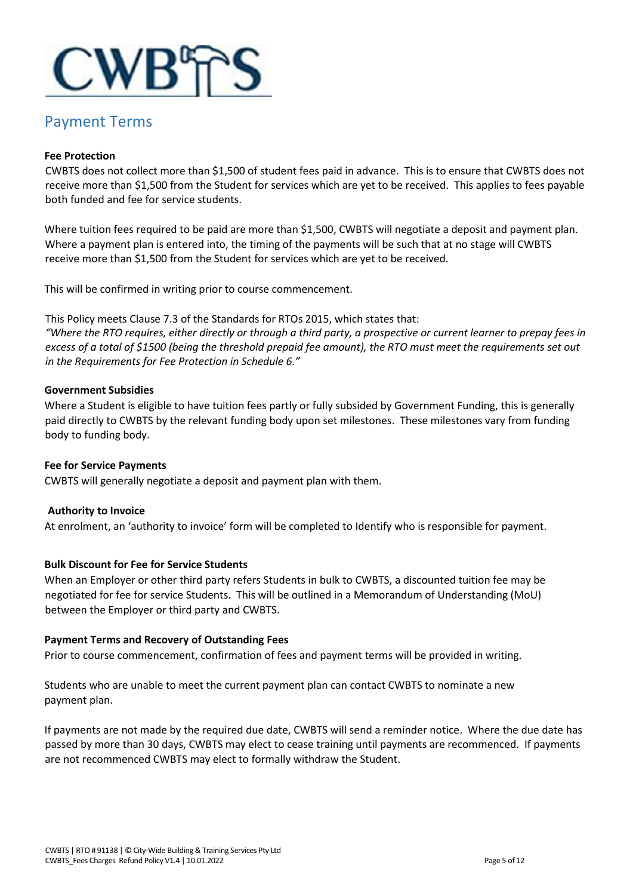# CWBTS

## Payment Terms

**Fee Protection**

CWBTS does not collect more than $1,500 of student fees paid in advance. This is to ensure that CWBTS does not receive more than $1,500 from the Student for services which are yet to be received. This applies to fees payable both funded and fee for service students.

Where tuition fees required to be paid are more than $1,500, CWBTS will negotiate a deposit and payment plan. Where a payment plan is entered into, the timing of the payments will be such that at no stage will CWBTS receive more than $1,500 from the Student for services which are yet to be received.

This will be confirmed in writing prior to course commencement.

This Policy meets Clause 7.3 of the Standards for RTOs 2015, which states that:
*"Where the RTO requires, either directly or through a third party, a prospective or current learner to prepay fees in excess of a total of $1500 (being the threshold prepaid fee amount), the RTO must meet the requirements set out in the Requirements for Fee Protection in Schedule 6."*

**Government Subsidies**

Where a Student is eligible to have tuition fees partly or fully subsided by Government Funding, this is generally paid directly to CWBTS by the relevant funding body upon set milestones. These milestones vary from funding body to funding body.

**Fee for Service Payments**

CWBTS will generally negotiate a deposit and payment plan with them.

**Authority to Invoice**

At enrolment, an 'authority to invoice' form will be completed to Identify who is responsible for payment.

**Bulk Discount for Fee for Service Students**

When an Employer or other third party refers Students in bulk to CWBTS, a discounted tuition fee may be negotiated for fee for service Students. This will be outlined in a Memorandum of Understanding (MoU) between the Employer or third party and CWBTS.

**Payment Terms and Recovery of Outstanding Fees**

Prior to course commencement, confirmation of fees and payment terms will be provided in writing.

Students who are unable to meet the current payment plan can contact CWBTS to nominate a new payment plan.

If payments are not made by the required due date, CWBTS will send a reminder notice. Where the due date has passed by more than 30 days, CWBTS may elect to cease training until payments are recommenced. If payments are not recommenced CWBTS may elect to formally withdraw the Student.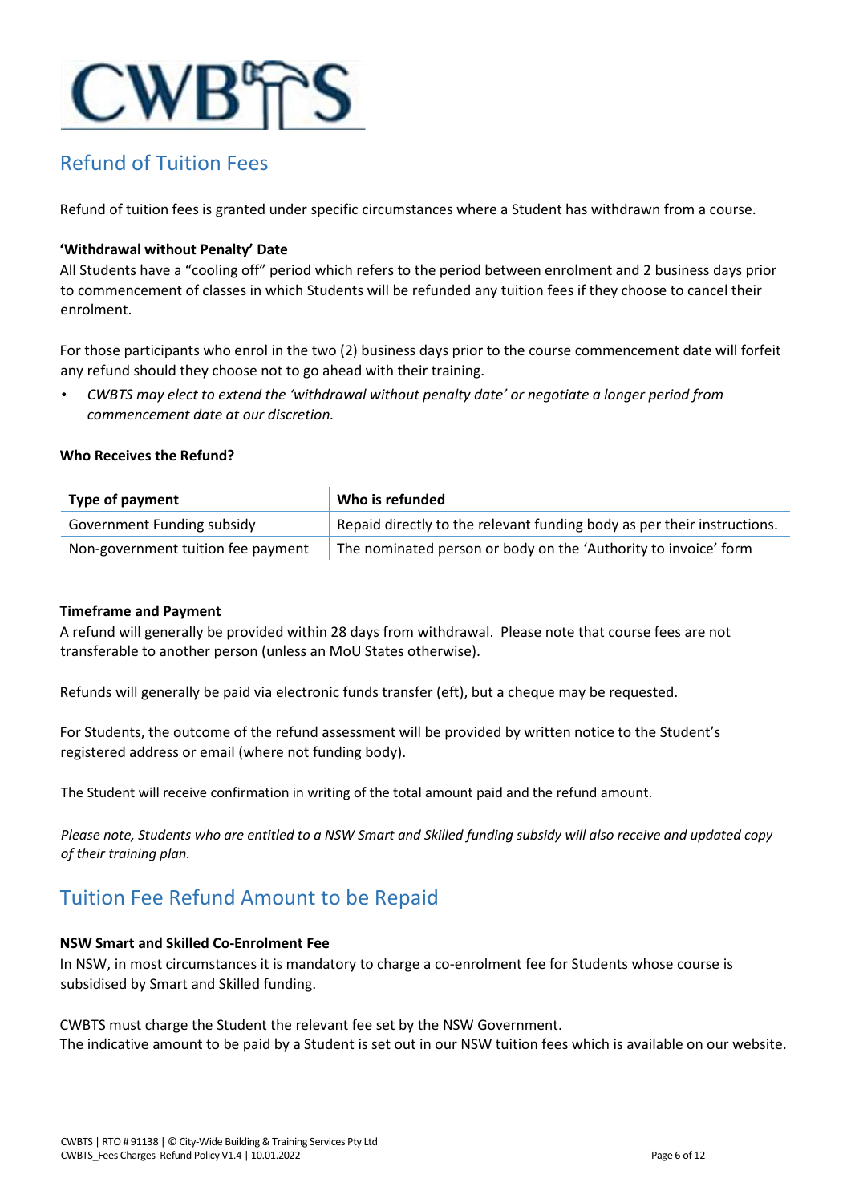## Refund of Tuition Fees

Refund of tuition fees is granted under specific circumstances where a Student has withdrawn from a course.

**'Withdrawal without Penalty' Date**

All Students have a "cooling off" period which refers to the period between enrolment and 2 business days prior to commencement of classes in which Students will be refunded any tuition fees if they choose to cancel their enrolment.

For those participants who enrol in the two (2) business days prior to the course commencement date will forfeit any refund should they choose not to go ahead with their training.

- *CWBTS may elect to extend the 'withdrawal without penalty date' or negotiate a longer period from commencement date at our discretion.*

**Who Receives the Refund?**

| Type of payment | Who is refunded |
|---|---|
| Government Funding subsidy | Repaid directly to the relevant funding body as per their instructions. |
| Non-government tuition fee payment | The nominated person or body on the 'Authority to invoice' form |

**Timeframe and Payment**

A refund will generally be provided within 28 days from withdrawal. Please note that course fees are not transferable to another person (unless an MoU States otherwise).

Refunds will generally be paid via electronic funds transfer (eft), but a cheque may be requested.

For Students, the outcome of the refund assessment will be provided by written notice to the Student's registered address or email (where not funding body).

The Student will receive confirmation in writing of the total amount paid and the refund amount.

*Please note, Students who are entitled to a NSW Smart and Skilled funding subsidy will also receive and updated copy of their training plan.*

## Tuition Fee Refund Amount to be Repaid

**NSW Smart and Skilled Co-Enrolment Fee**

In NSW, in most circumstances it is mandatory to charge a co-enrolment fee for Students whose course is subsidised by Smart and Skilled funding.

CWBTS must charge the Student the relevant fee set by the NSW Government.
The indicative amount to be paid by a Student is set out in our NSW tuition fees which is available on our website.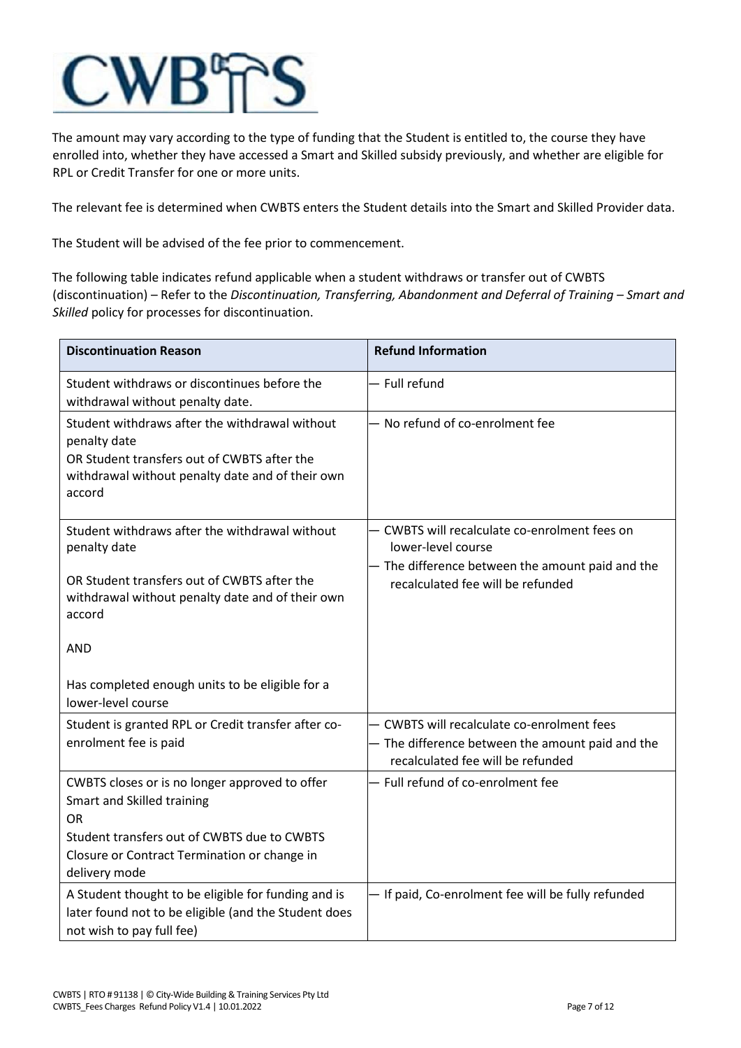The amount may vary according to the type of funding that the Student is entitled to, the course they have enrolled into, whether they have accessed a Smart and Skilled subsidy previously, and whether are eligible for RPL or Credit Transfer for one or more units.

The relevant fee is determined when CWBTS enters the Student details into the Smart and Skilled Provider data.

The Student will be advised of the fee prior to commencement.

The following table indicates refund applicable when a student withdraws or transfer out of CWBTS (discontinuation) – Refer to the *Discontinuation, Transferring, Abandonment and Deferral of Training – Smart and Skilled* policy for processes for discontinuation.

| **Discontinuation Reason** | **Refund Information** |
|---|---|
| Student withdraws or discontinues before the withdrawal without penalty date. | — Full refund |
| Student withdraws after the withdrawal without penalty date<br>OR Student transfers out of CWBTS after the withdrawal without penalty date and of their own accord | — No refund of co-enrolment fee |
| Student withdraws after the withdrawal without penalty date<br><br>OR Student transfers out of CWBTS after the withdrawal without penalty date and of their own accord<br><br>AND<br><br>Has completed enough units to be eligible for a lower-level course | — CWBTS will recalculate co-enrolment fees on lower-level course<br>— The difference between the amount paid and the recalculated fee will be refunded |
| Student is granted RPL or Credit transfer after co-enrolment fee is paid | — CWBTS will recalculate co-enrolment fees<br>— The difference between the amount paid and the recalculated fee will be refunded |
| CWBTS closes or is no longer approved to offer Smart and Skilled training<br>OR<br>Student transfers out of CWBTS due to CWBTS Closure or Contract Termination or change in delivery mode | — Full refund of co-enrolment fee |
| A Student thought to be eligible for funding and is later found not to be eligible (and the Student does not wish to pay full fee) | — If paid, Co-enrolment fee will be fully refunded |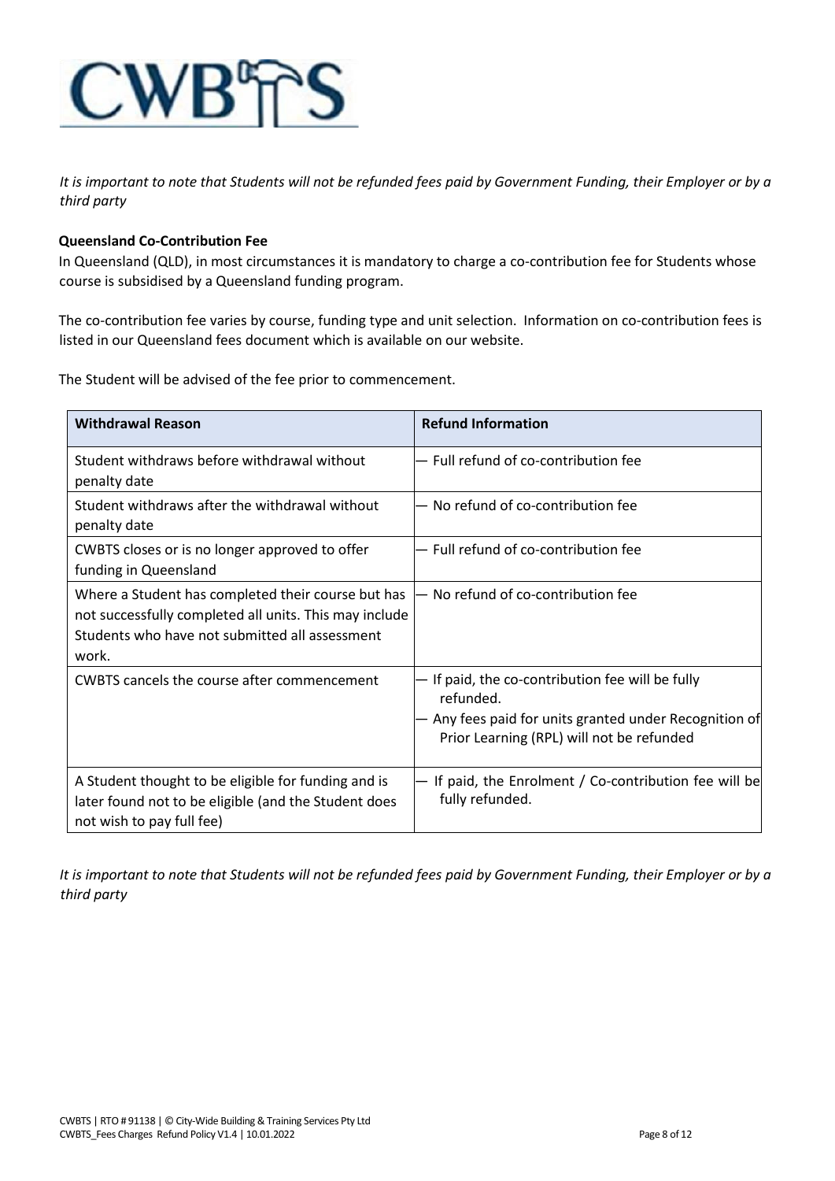*It is important to note that Students will not be refunded fees paid by Government Funding, their Employer or by a third party*

**Queensland Co-Contribution Fee**

In Queensland (QLD), in most circumstances it is mandatory to charge a co-contribution fee for Students whose course is subsidised by a Queensland funding program.

The co-contribution fee varies by course, funding type and unit selection. Information on co-contribution fees is listed in our Queensland fees document which is available on our website.

The Student will be advised of the fee prior to commencement.

| Withdrawal Reason | Refund Information |
|---|---|
| Student withdraws before withdrawal without penalty date | — Full refund of co-contribution fee |
| Student withdraws after the withdrawal without penalty date | — No refund of co-contribution fee |
| CWBTS closes or is no longer approved to offer funding in Queensland | — Full refund of co-contribution fee |
| Where a Student has completed their course but has not successfully completed all units. This may include Students who have not submitted all assessment work. | — No refund of co-contribution fee |
| CWBTS cancels the course after commencement | — If paid, the co-contribution fee will be fully refunded.<br>— Any fees paid for units granted under Recognition of Prior Learning (RPL) will not be refunded |
| A Student thought to be eligible for funding and is later found not to be eligible (and the Student does not wish to pay full fee) | — If paid, the Enrolment / Co-contribution fee will be fully refunded. |

*It is important to note that Students will not be refunded fees paid by Government Funding, their Employer or by a third party*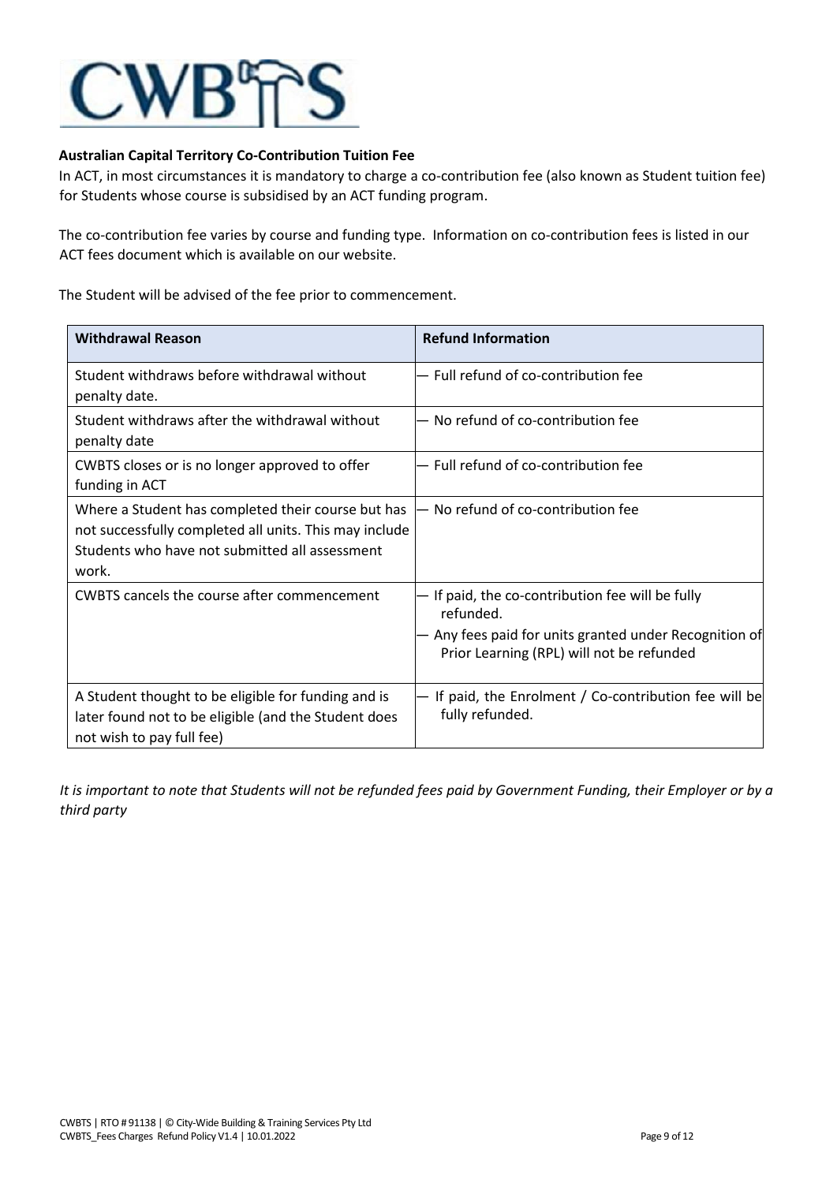**Australian Capital Territory Co-Contribution Tuition Fee**

In ACT, in most circumstances it is mandatory to charge a co-contribution fee (also known as Student tuition fee) for Students whose course is subsidised by an ACT funding program.

The co-contribution fee varies by course and funding type. Information on co-contribution fees is listed in our ACT fees document which is available on our website.

The Student will be advised of the fee prior to commencement.

| Withdrawal Reason | Refund Information |
|---|---|
| Student withdraws before withdrawal without penalty date. | — Full refund of co-contribution fee |
| Student withdraws after the withdrawal without penalty date | — No refund of co-contribution fee |
| CWBTS closes or is no longer approved to offer funding in ACT | — Full refund of co-contribution fee |
| Where a Student has completed their course but has not successfully completed all units. This may include Students who have not submitted all assessment work. | — No refund of co-contribution fee |
| CWBTS cancels the course after commencement | — If paid, the co-contribution fee will be fully refunded. <br> — Any fees paid for units granted under Recognition of Prior Learning (RPL) will not be refunded |
| A Student thought to be eligible for funding and is later found not to be eligible (and the Student does not wish to pay full fee) | — If paid, the Enrolment / Co-contribution fee will be fully refunded. |

*It is important to note that Students will not be refunded fees paid by Government Funding, their Employer or by a third party*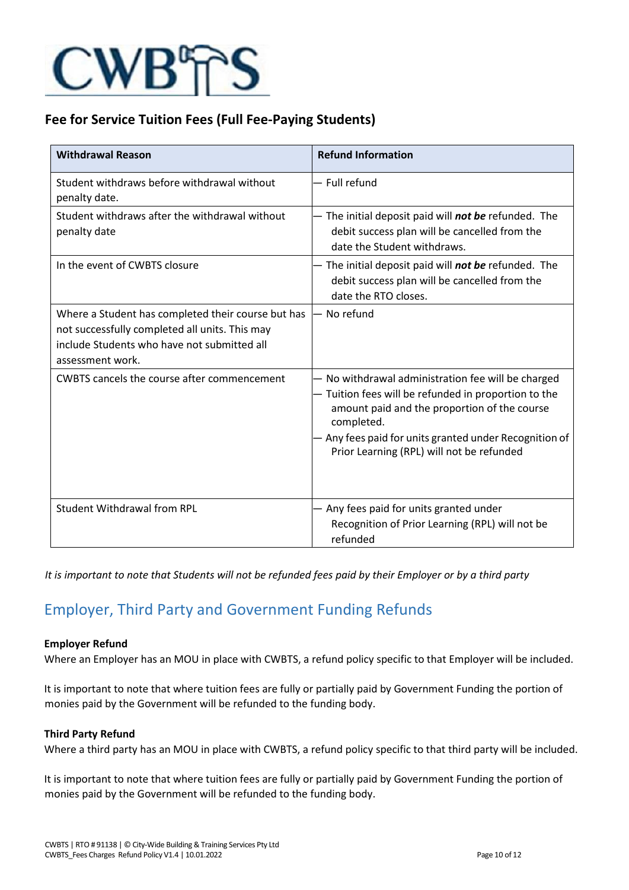## Fee for Service Tuition Fees (Full Fee-Paying Students)

| Withdrawal Reason | Refund Information |
|---|---|
| Student withdraws before withdrawal without penalty date. | — Full refund |
| Student withdraws after the withdrawal without penalty date | — The initial deposit paid will ***not be*** refunded. The debit success plan will be cancelled from the date the Student withdraws. |
| In the event of CWBTS closure | — The initial deposit paid will ***not be*** refunded. The debit success plan will be cancelled from the date the RTO closes. |
| Where a Student has completed their course but has not successfully completed all units. This may include Students who have not submitted all assessment work. | — No refund |
| CWBTS cancels the course after commencement | — No withdrawal administration fee will be charged<br>— Tuition fees will be refunded in proportion to the amount paid and the proportion of the course completed.<br>— Any fees paid for units granted under Recognition of Prior Learning (RPL) will not be refunded |
| Student Withdrawal from RPL | — Any fees paid for units granted under Recognition of Prior Learning (RPL) will not be refunded |

*It is important to note that Students will not be refunded fees paid by their Employer or by a third party*

## Employer, Third Party and Government Funding Refunds

**Employer Refund**

Where an Employer has an MOU in place with CWBTS, a refund policy specific to that Employer will be included.

It is important to note that where tuition fees are fully or partially paid by Government Funding the portion of monies paid by the Government will be refunded to the funding body.

**Third Party Refund**

Where a third party has an MOU in place with CWBTS, a refund policy specific to that third party will be included.

It is important to note that where tuition fees are fully or partially paid by Government Funding the portion of monies paid by the Government will be refunded to the funding body.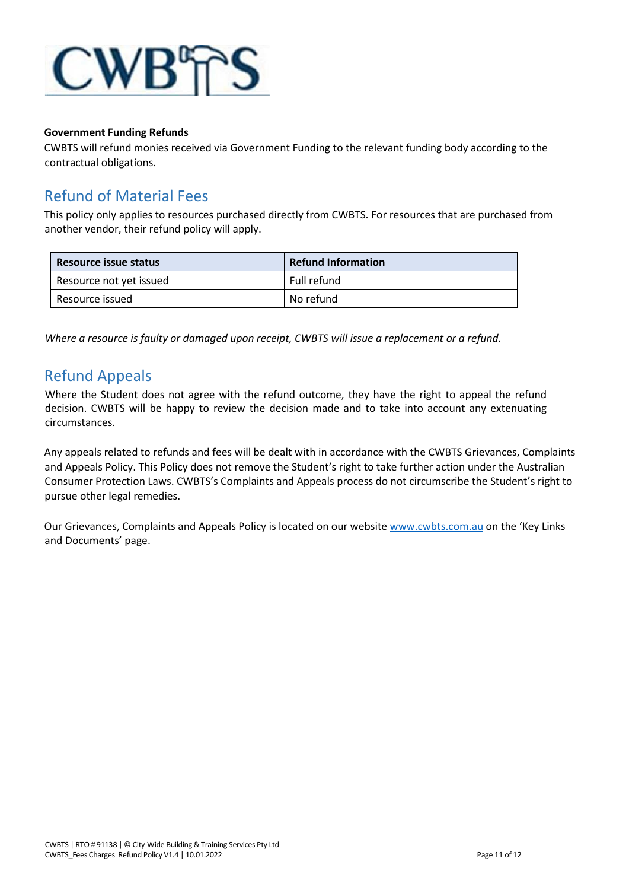**Government Funding Refunds**

CWBTS will refund monies received via Government Funding to the relevant funding body according to the contractual obligations.

## Refund of Material Fees

This policy only applies to resources purchased directly from CWBTS. For resources that are purchased from another vendor, their refund policy will apply.

| Resource issue status | Refund Information |
|---|---|
| Resource not yet issued | Full refund |
| Resource issued | No refund |

*Where a resource is faulty or damaged upon receipt, CWBTS will issue a replacement or a refund.*

## Refund Appeals

Where the Student does not agree with the refund outcome, they have the right to appeal the refund decision. CWBTS will be happy to review the decision made and to take into account any extenuating circumstances.

Any appeals related to refunds and fees will be dealt with in accordance with the CWBTS Grievances, Complaints and Appeals Policy. This Policy does not remove the Student's right to take further action under the Australian Consumer Protection Laws. CWBTS's Complaints and Appeals process do not circumscribe the Student's right to pursue other legal remedies.

Our Grievances, Complaints and Appeals Policy is located on our website www.cwbts.com.au on the 'Key Links and Documents' page.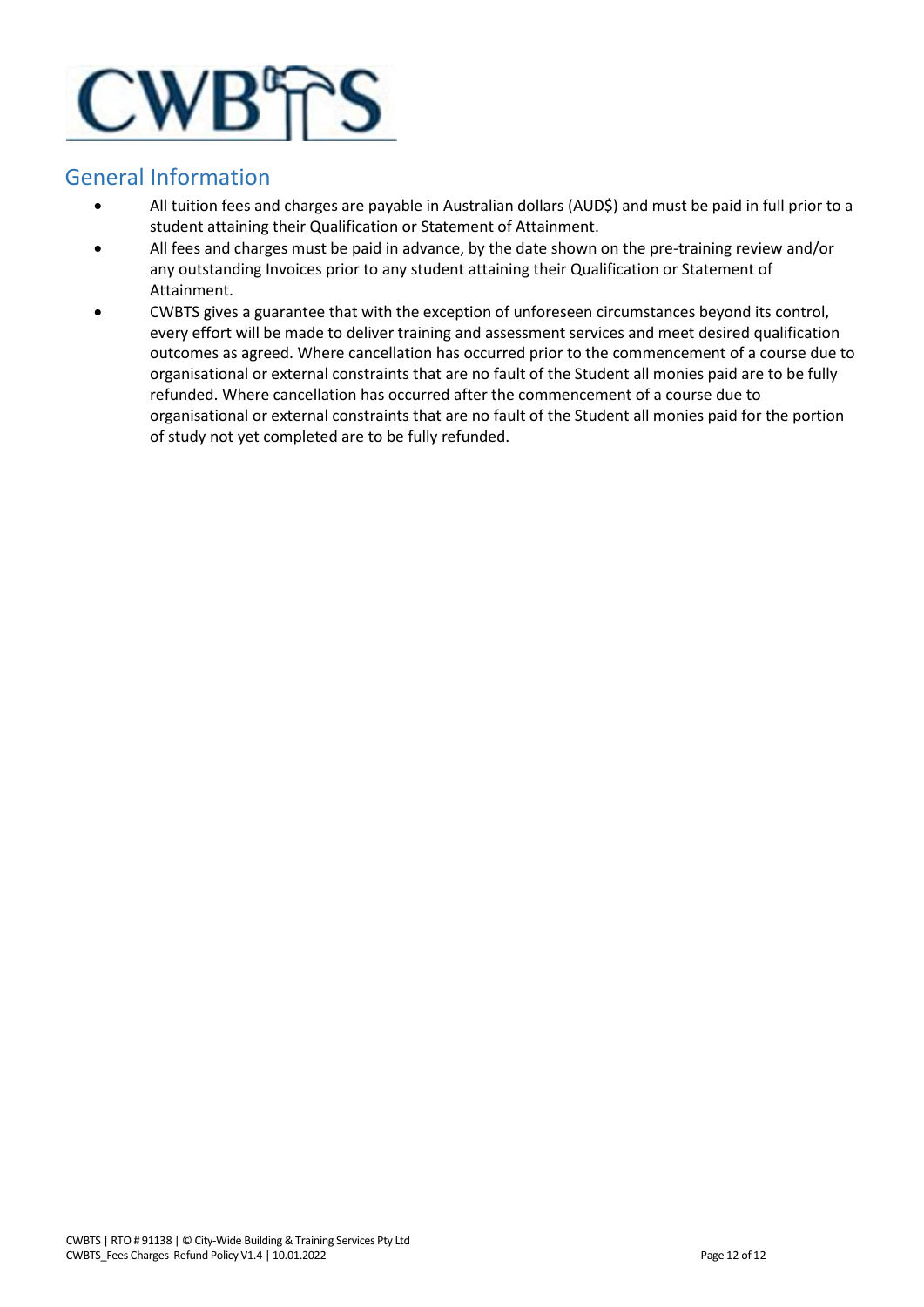## General Information

- All tuition fees and charges are payable in Australian dollars (AUD$) and must be paid in full prior to a student attaining their Qualification or Statement of Attainment.
- All fees and charges must be paid in advance, by the date shown on the pre-training review and/or any outstanding Invoices prior to any student attaining their Qualification or Statement of Attainment.
- CWBTS gives a guarantee that with the exception of unforeseen circumstances beyond its control, every effort will be made to deliver training and assessment services and meet desired qualification outcomes as agreed. Where cancellation has occurred prior to the commencement of a course due to organisational or external constraints that are no fault of the Student all monies paid are to be fully refunded. Where cancellation has occurred after the commencement of a course due to organisational or external constraints that are no fault of the Student all monies paid for the portion of study not yet completed are to be fully refunded.